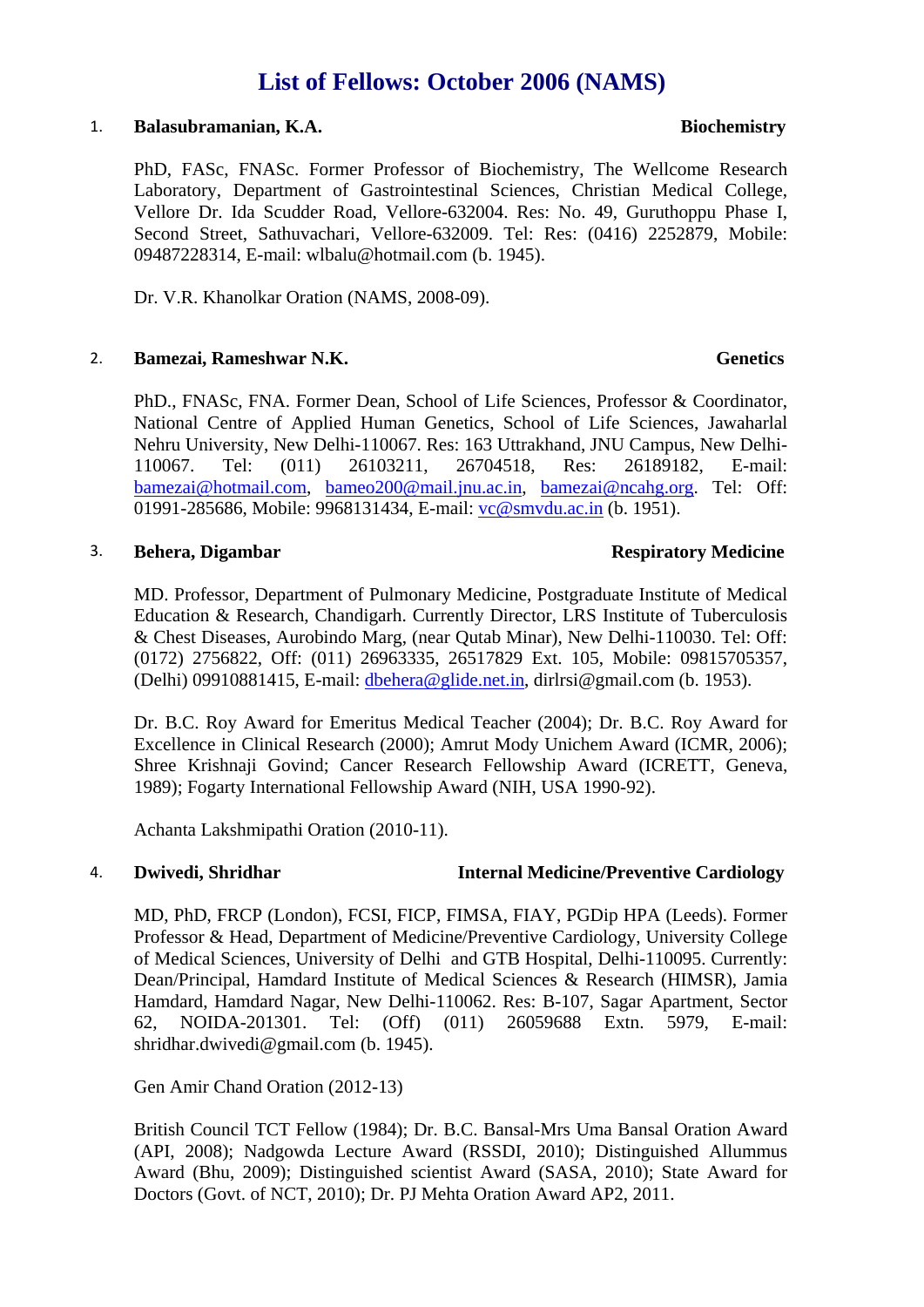# List of Fellows: October 2006 (NAMS)

1. **Balasubramanian, K.A.** **Biochemistry**

   PhD, FASc, FNASc. Former Professor of Biochemistry, The Wellcome Research Laboratory, Department of Gastrointestinal Sciences, Christian Medical College, Vellore Dr. Ida Scudder Road, Vellore-632004. Res: No. 49, Guruthoppu Phase I, Second Street, Sathuvachari, Vellore-632009. Tel: Res: (0416) 2252879, Mobile: 09487228314, E-mail: wlbalu@hotmail.com (b. 1945).

   Dr. V.R. Khanolkar Oration (NAMS, 2008-09).

2. **Bamezai, Rameshwar N.K.** **Genetics**

   PhD., FNASc, FNA. Former Dean, School of Life Sciences, Professor & Coordinator, National Centre of Applied Human Genetics, School of Life Sciences, Jawaharlal Nehru University, New Delhi-110067. Res: 163 Uttrakhand, JNU Campus, New Delhi-110067. Tel: (011) 26103211, 26704518, Res: 26189182, E-mail: bamezai@hotmail.com, bameo200@mail.jnu.ac.in, bamezai@ncahg.org. Tel: Off: 01991-285686, Mobile: 9968131434, E-mail: vc@smvdu.ac.in (b. 1951).

3. **Behera, Digambar** **Respiratory Medicine**

   MD. Professor, Department of Pulmonary Medicine, Postgraduate Institute of Medical Education & Research, Chandigarh. Currently Director, LRS Institute of Tuberculosis & Chest Diseases, Aurobindo Marg, (near Qutab Minar), New Delhi-110030. Tel: Off: (0172) 2756822, Off: (011) 26963335, 26517829 Ext. 105, Mobile: 09815705357, (Delhi) 09910881415, E-mail: dbehera@glide.net.in, dirlrsi@gmail.com (b. 1953).

   Dr. B.C. Roy Award for Emeritus Medical Teacher (2004); Dr. B.C. Roy Award for Excellence in Clinical Research (2000); Amrut Mody Unichem Award (ICMR, 2006); Shree Krishnaji Govind; Cancer Research Fellowship Award (ICRETT, Geneva, 1989); Fogarty International Fellowship Award (NIH, USA 1990-92).

   Achanta Lakshmipathi Oration (2010-11).

4. **Dwivedi, Shridhar** **Internal Medicine/Preventive Cardiology**

   MD, PhD, FRCP (London), FCSI, FICP, FIMSA, FIAY, PGDip HPA (Leeds). Former Professor & Head, Department of Medicine/Preventive Cardiology, University College of Medical Sciences, University of Delhi and GTB Hospital, Delhi-110095. Currently: Dean/Principal, Hamdard Institute of Medical Sciences & Research (HIMSR), Jamia Hamdard, Hamdard Nagar, New Delhi-110062. Res: B-107, Sagar Apartment, Sector 62, NOIDA-201301. Tel: (Off) (011) 26059688 Extn. 5979, E-mail: shridhar.dwivedi@gmail.com (b. 1945).

   Gen Amir Chand Oration (2012-13)

   British Council TCT Fellow (1984); Dr. B.C. Bansal-Mrs Uma Bansal Oration Award (API, 2008); Nadgowda Lecture Award (RSSDI, 2010); Distinguished Allummus Award (Bhu, 2009); Distinguished scientist Award (SASA, 2010); State Award for Doctors (Govt. of NCT, 2010); Dr. PJ Mehta Oration Award AP2, 2011.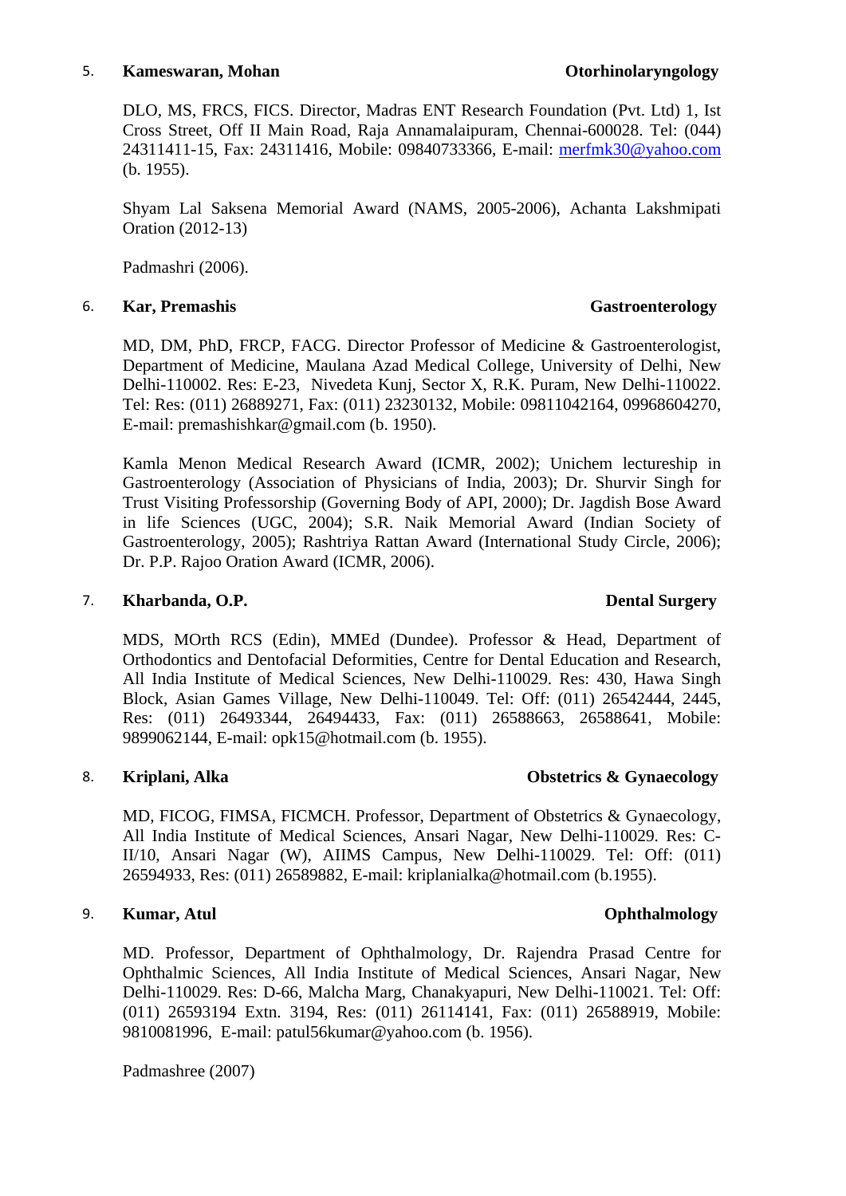5. **Kameswaran, Mohan** **Otorhinolaryngology**

DLO, MS, FRCS, FICS. Director, Madras ENT Research Foundation (Pvt. Ltd) 1, Ist Cross Street, Off II Main Road, Raja Annamalaipuram, Chennai-600028. Tel: (044) 24311411-15, Fax: 24311416, Mobile: 09840733366, E-mail: merfmk30@yahoo.com (b. 1955).

Shyam Lal Saksena Memorial Award (NAMS, 2005-2006), Achanta Lakshmipati Oration (2012-13)

Padmashri (2006).

6. **Kar, Premashis** **Gastroenterology**

MD, DM, PhD, FRCP, FACG. Director Professor of Medicine & Gastroenterologist, Department of Medicine, Maulana Azad Medical College, University of Delhi, New Delhi-110002. Res: E-23, Nivedeta Kunj, Sector X, R.K. Puram, New Delhi-110022. Tel: Res: (011) 26889271, Fax: (011) 23230132, Mobile: 09811042164, 09968604270, E-mail: premashishkar@gmail.com (b. 1950).

Kamla Menon Medical Research Award (ICMR, 2002); Unichem lectureship in Gastroenterology (Association of Physicians of India, 2003); Dr. Shurvir Singh for Trust Visiting Professorship (Governing Body of API, 2000); Dr. Jagdish Bose Award in life Sciences (UGC, 2004); S.R. Naik Memorial Award (Indian Society of Gastroenterology, 2005); Rashtriya Rattan Award (International Study Circle, 2006); Dr. P.P. Rajoo Oration Award (ICMR, 2006).

7. **Kharbanda, O.P.** **Dental Surgery**

MDS, MOrth RCS (Edin), MMEd (Dundee). Professor & Head, Department of Orthodontics and Dentofacial Deformities, Centre for Dental Education and Research, All India Institute of Medical Sciences, New Delhi-110029. Res: 430, Hawa Singh Block, Asian Games Village, New Delhi-110049. Tel: Off: (011) 26542444, 2445, Res: (011) 26493344, 26494433, Fax: (011) 26588663, 26588641, Mobile: 9899062144, E-mail: opk15@hotmail.com (b. 1955).

8. **Kriplani, Alka** **Obstetrics & Gynaecology**

MD, FICOG, FIMSA, FICMCH. Professor, Department of Obstetrics & Gynaecology, All India Institute of Medical Sciences, Ansari Nagar, New Delhi-110029. Res: C-II/10, Ansari Nagar (W), AIIMS Campus, New Delhi-110029. Tel: Off: (011) 26594933, Res: (011) 26589882, E-mail: kriplanialka@hotmail.com (b.1955).

9. **Kumar, Atul** **Ophthalmology**

MD. Professor, Department of Ophthalmology, Dr. Rajendra Prasad Centre for Ophthalmic Sciences, All India Institute of Medical Sciences, Ansari Nagar, New Delhi-110029. Res: D-66, Malcha Marg, Chanakyapuri, New Delhi-110021. Tel: Off: (011) 26593194 Extn. 3194, Res: (011) 26114141, Fax: (011) 26588919, Mobile: 9810081996, E-mail: patul56kumar@yahoo.com (b. 1956).

Padmashree (2007)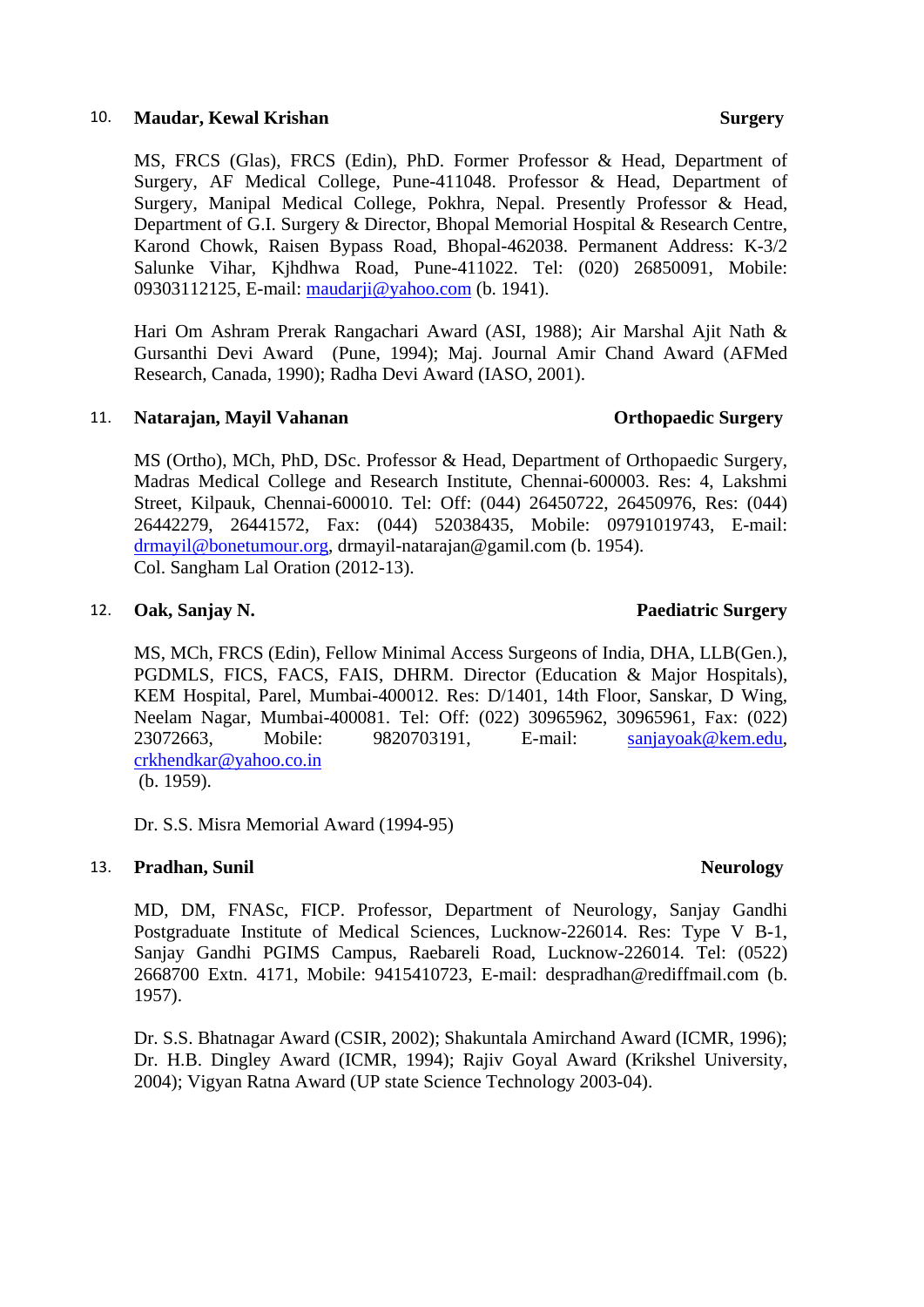10. **Maudar, Kewal Krishan** **Surgery**

MS, FRCS (Glas), FRCS (Edin), PhD. Former Professor & Head, Department of Surgery, AF Medical College, Pune-411048. Professor & Head, Department of Surgery, Manipal Medical College, Pokhra, Nepal. Presently Professor & Head, Department of G.I. Surgery & Director, Bhopal Memorial Hospital & Research Centre, Karond Chowk, Raisen Bypass Road, Bhopal-462038. Permanent Address: K-3/2 Salunke Vihar, Kjhdhwa Road, Pune-411022. Tel: (020) 26850091, Mobile: 09303112125, E-mail: maudarji@yahoo.com (b. 1941).

Hari Om Ashram Prerak Rangachari Award (ASI, 1988); Air Marshal Ajit Nath & Gursanthi Devi Award (Pune, 1994); Maj. Journal Amir Chand Award (AFMed Research, Canada, 1990); Radha Devi Award (IASO, 2001).

11. **Natarajan, Mayil Vahanan** **Orthopaedic Surgery**

MS (Ortho), MCh, PhD, DSc. Professor & Head, Department of Orthopaedic Surgery, Madras Medical College and Research Institute, Chennai-600003. Res: 4, Lakshmi Street, Kilpauk, Chennai-600010. Tel: Off: (044) 26450722, 26450976, Res: (044) 26442279, 26441572, Fax: (044) 52038435, Mobile: 09791019743, E-mail: drmayil@bonetumour.org, drmayil-natarajan@gamil.com (b. 1954).
Col. Sangham Lal Oration (2012-13).

12. **Oak, Sanjay N.** **Paediatric Surgery**

MS, MCh, FRCS (Edin), Fellow Minimal Access Surgeons of India, DHA, LLB(Gen.), PGDMLS, FICS, FACS, FAIS, DHRM. Director (Education & Major Hospitals), KEM Hospital, Parel, Mumbai-400012. Res: D/1401, 14th Floor, Sanskar, D Wing, Neelam Nagar, Mumbai-400081. Tel: Off: (022) 30965962, 30965961, Fax: (022) 23072663, Mobile: 9820703191, E-mail: sanjayoak@kem.edu, crkhendkar@yahoo.co.in
(b. 1959).

Dr. S.S. Misra Memorial Award (1994-95)

13. **Pradhan, Sunil** **Neurology**

MD, DM, FNASc, FICP. Professor, Department of Neurology, Sanjay Gandhi Postgraduate Institute of Medical Sciences, Lucknow-226014. Res: Type V B-1, Sanjay Gandhi PGIMS Campus, Raebareli Road, Lucknow-226014. Tel: (0522) 2668700 Extn. 4171, Mobile: 9415410723, E-mail: despradhan@rediffmail.com (b. 1957).

Dr. S.S. Bhatnagar Award (CSIR, 2002); Shakuntala Amirchand Award (ICMR, 1996); Dr. H.B. Dingley Award (ICMR, 1994); Rajiv Goyal Award (Krikshel University, 2004); Vigyan Ratna Award (UP state Science Technology 2003-04).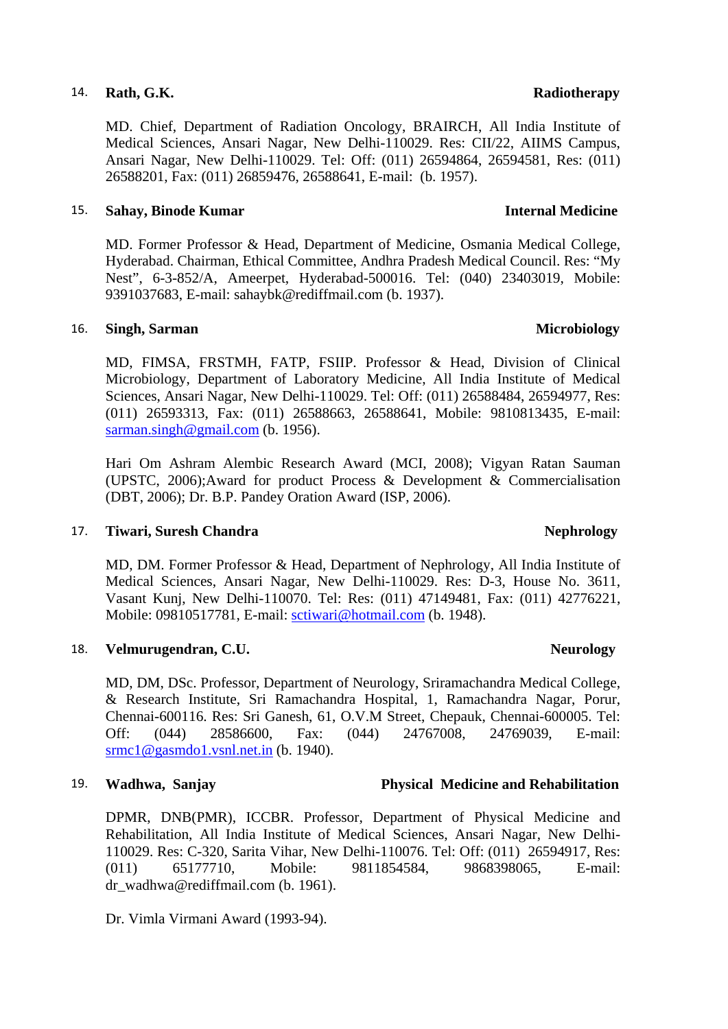14. **Rath, G.K.** **Radiotherapy**

MD. Chief, Department of Radiation Oncology, BRAIRCH, All India Institute of Medical Sciences, Ansari Nagar, New Delhi-110029. Res: CII/22, AIIMS Campus, Ansari Nagar, New Delhi-110029. Tel: Off: (011) 26594864, 26594581, Res: (011) 26588201, Fax: (011) 26859476, 26588641, E-mail: (b. 1957).

15. **Sahay, Binode Kumar** **Internal Medicine**

MD. Former Professor & Head, Department of Medicine, Osmania Medical College, Hyderabad. Chairman, Ethical Committee, Andhra Pradesh Medical Council. Res: "My Nest", 6-3-852/A, Ameerpet, Hyderabad-500016. Tel: (040) 23403019, Mobile: 9391037683, E-mail: sahaybk@rediffmail.com (b. 1937).

16. **Singh, Sarman** **Microbiology**

MD, FIMSA, FRSTMH, FATP, FSIIP. Professor & Head, Division of Clinical Microbiology, Department of Laboratory Medicine, All India Institute of Medical Sciences, Ansari Nagar, New Delhi-110029. Tel: Off: (011) 26588484, 26594977, Res: (011) 26593313, Fax: (011) 26588663, 26588641, Mobile: 9810813435, E-mail: sarman.singh@gmail.com (b. 1956).

Hari Om Ashram Alembic Research Award (MCI, 2008); Vigyan Ratan Sauman (UPSTC, 2006);Award for product Process & Development & Commercialisation (DBT, 2006); Dr. B.P. Pandey Oration Award (ISP, 2006).

17. **Tiwari, Suresh Chandra** **Nephrology**

MD, DM. Former Professor & Head, Department of Nephrology, All India Institute of Medical Sciences, Ansari Nagar, New Delhi-110029. Res: D-3, House No. 3611, Vasant Kunj, New Delhi-110070. Tel: Res: (011) 47149481, Fax: (011) 42776221, Mobile: 09810517781, E-mail: sctiwari@hotmail.com (b. 1948).

18. **Velmurugendran, C.U.** **Neurology**

MD, DM, DSc. Professor, Department of Neurology, Sriramachandra Medical College, & Research Institute, Sri Ramachandra Hospital, 1, Ramachandra Nagar, Porur, Chennai-600116. Res: Sri Ganesh, 61, O.V.M Street, Chepauk, Chennai-600005. Tel: Off: (044) 28586600, Fax: (044) 24767008, 24769039, E-mail: srmc1@gasmdo1.vsnl.net.in (b. 1940).

19. **Wadhwa, Sanjay** **Physical Medicine and Rehabilitation**

DPMR, DNB(PMR), ICCBR. Professor, Department of Physical Medicine and Rehabilitation, All India Institute of Medical Sciences, Ansari Nagar, New Delhi-110029. Res: C-320, Sarita Vihar, New Delhi-110076. Tel: Off: (011) 26594917, Res: (011) 65177710, Mobile: 9811854584, 9868398065, E-mail: dr_wadhwa@rediffmail.com (b. 1961).

Dr. Vimla Virmani Award (1993-94).